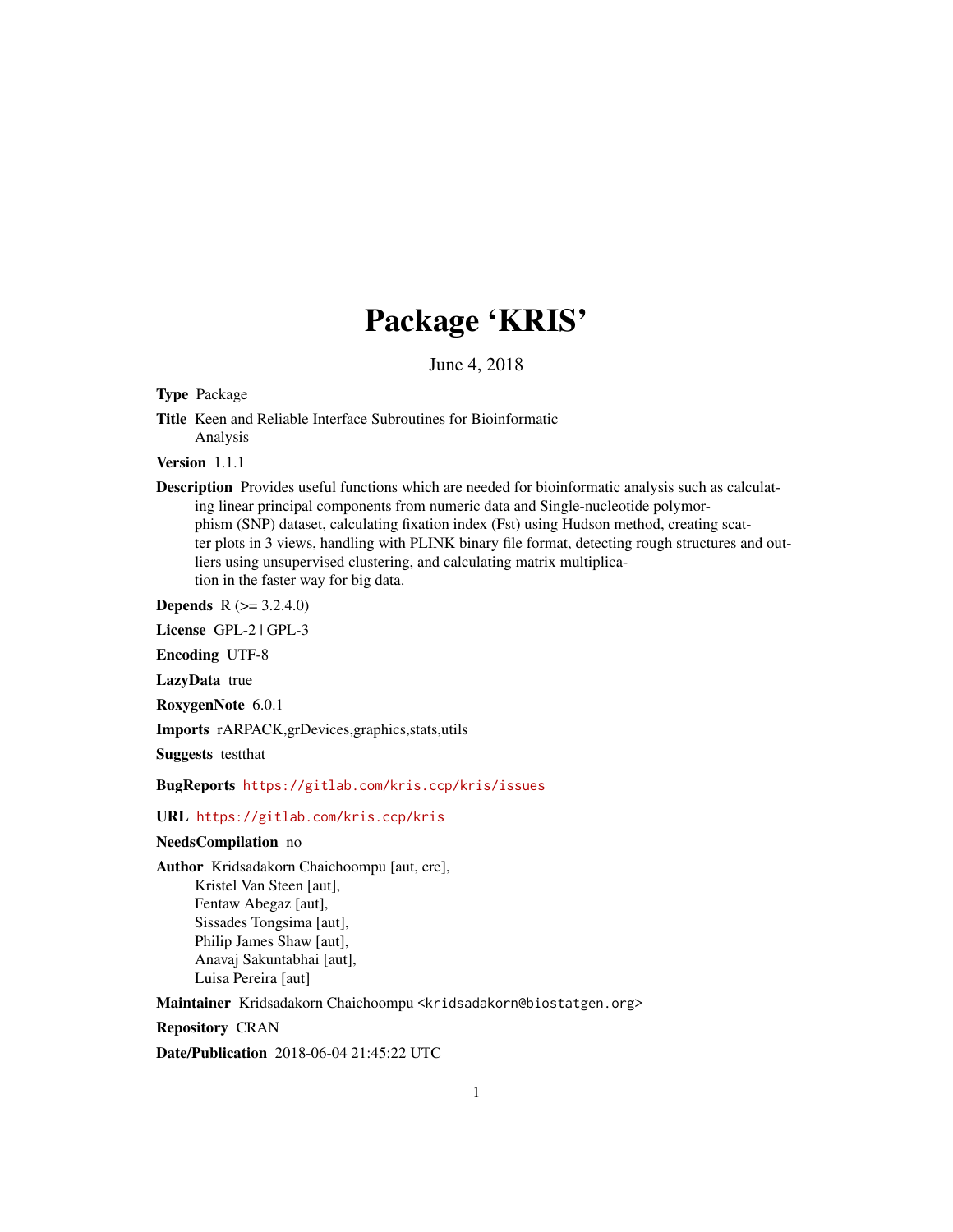# Package 'KRIS'

June 4, 2018

**Type** Package

**Title** Keen and Reliable Interface Subroutines for Bioinformatic Analysis

**Version** 1.1.1

**Description** Provides useful functions which are needed for bioinformatic analysis such as calculating linear principal components from numeric data and Single-nucleotide polymorphism (SNP) dataset, calculating fixation index (Fst) using Hudson method, creating scatter plots in 3 views, handling with PLINK binary file format, detecting rough structures and outliers using unsupervised clustering, and calculating matrix multiplication in the faster way for big data.

**Depends** R (>= 3.2.4.0)

**License** GPL-2 | GPL-3

**Encoding** UTF-8

**LazyData** true

**RoxygenNote** 6.0.1

**Imports** rARPACK,grDevices,graphics,stats,utils

**Suggests** testthat

**BugReports** https://gitlab.com/kris.ccp/kris/issues

**URL** https://gitlab.com/kris.ccp/kris

**NeedsCompilation** no

**Author** Kridsadakorn Chaichoompu [aut, cre],
Kristel Van Steen [aut],
Fentaw Abegaz [aut],
Sissades Tongsima [aut],
Philip James Shaw [aut],
Anavaj Sakuntabhai [aut],
Luisa Pereira [aut]

**Maintainer** Kridsadakorn Chaichoompu <kridsadakorn@biostatgen.org>

**Repository** CRAN

**Date/Publication** 2018-06-04 21:45:22 UTC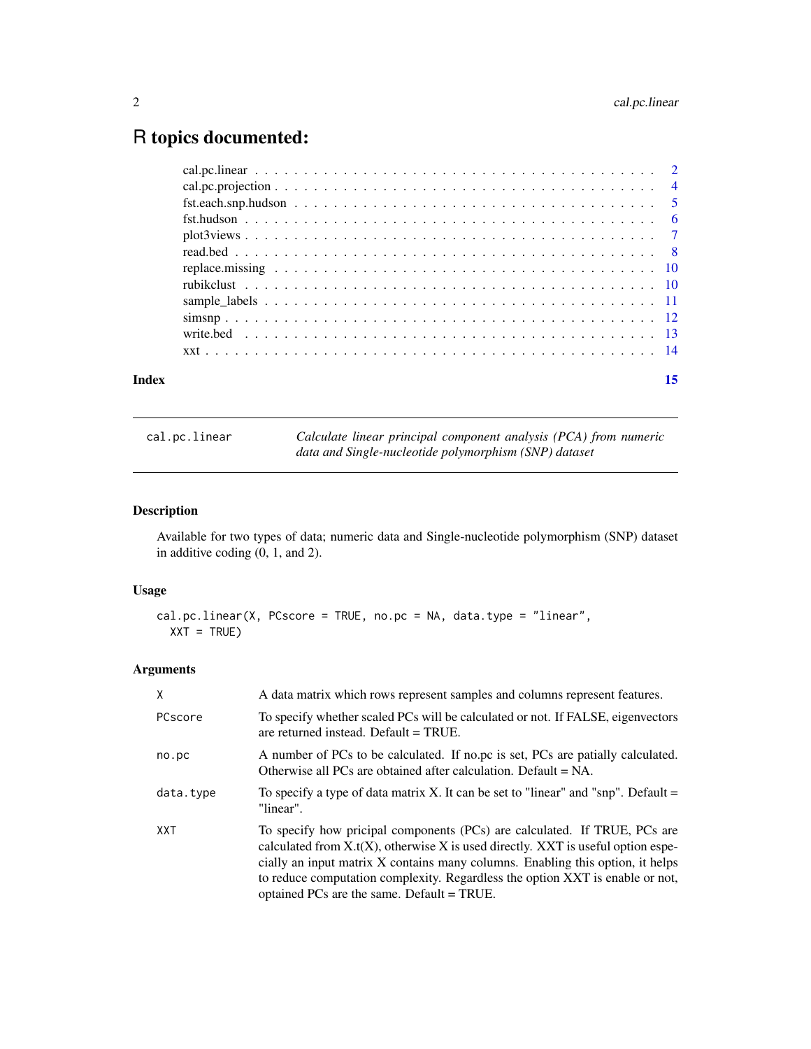# R topics documented:

| | |
|---|---|
| cal.pc.linear | 2 |
| cal.pc.projection | 4 |
| fst.each.snp.hudson | 5 |
| fst.hudson | 6 |
| plot3views | 7 |
| read.bed | 8 |
| replace.missing | 10 |
| rubikclust | 10 |
| sample_labels | 11 |
| simsnp | 12 |
| write.bed | 13 |
| xxt | 14 |
| **Index** | **15** |

---

`cal.pc.linear` *Calculate linear principal component analysis (PCA) from numeric data and Single-nucleotide polymorphism (SNP) dataset*

---

## Description

Available for two types of data; numeric data and Single-nucleotide polymorphism (SNP) dataset in additive coding (0, 1, and 2).

## Usage

```
cal.pc.linear(X, PCscore = TRUE, no.pc = NA, data.type = "linear",
  XXT = TRUE)
```

## Arguments

| | |
|---|---|
| `X` | A data matrix which rows represent samples and columns represent features. |
| `PCscore` | To specify whether scaled PCs will be calculated or not. If FALSE, eigenvectors are returned instead. Default = TRUE. |
| `no.pc` | A number of PCs to be calculated. If no.pc is set, PCs are patially calculated. Otherwise all PCs are obtained after calculation. Default = NA. |
| `data.type` | To specify a type of data matrix X. It can be set to "linear" and "snp". Default = "linear". |
| `XXT` | To specify how pricipal components (PCs) are calculated. If TRUE, PCs are calculated from X.t(X), otherwise X is used directly. XXT is useful option especially an input matrix X contains many columns. Enabling this option, it helps to reduce computation complexity. Regardless the option XXT is enable or not, optained PCs are the same. Default = TRUE. |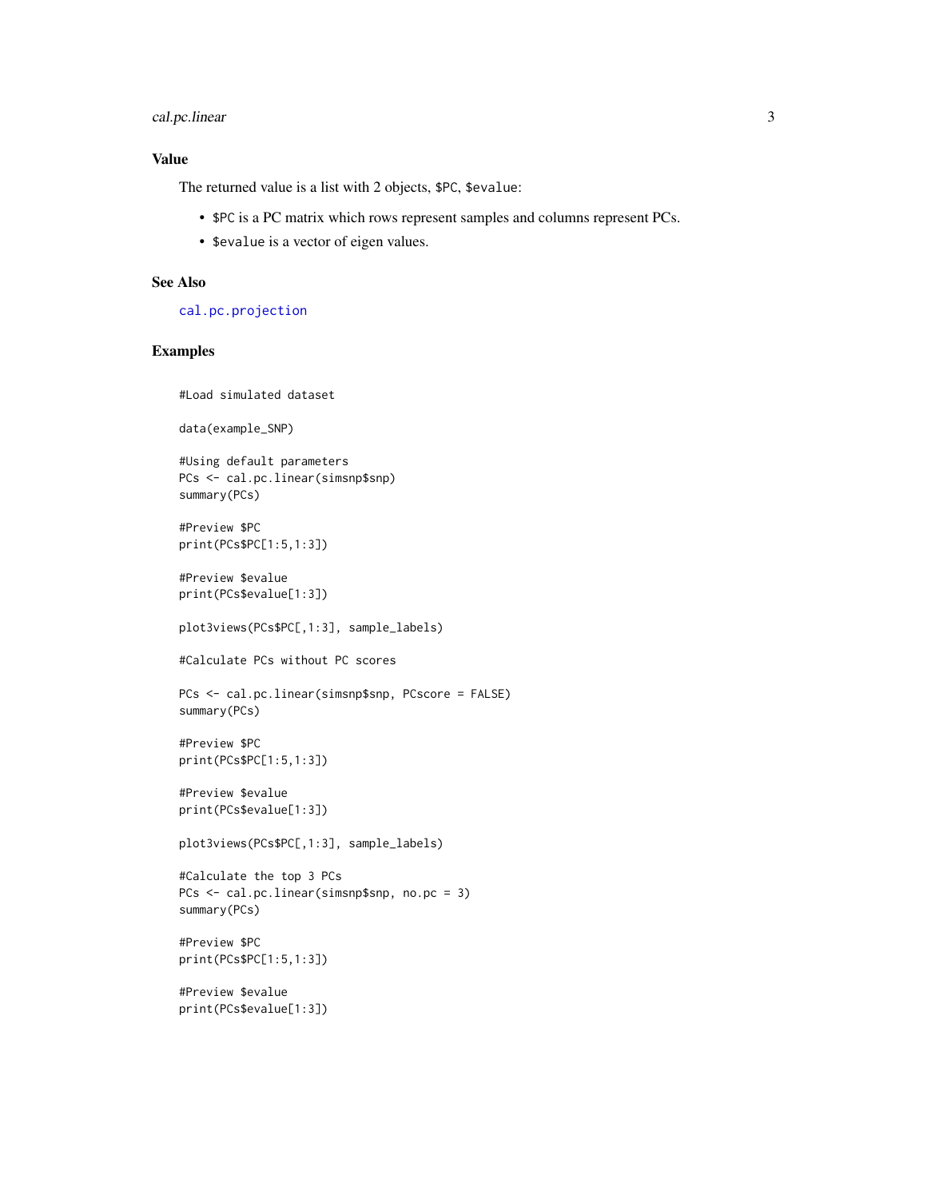## Value

The returned value is a list with 2 objects, `$PC`, `$evalue`:

- `$PC` is a PC matrix which rows represent samples and columns represent PCs.
- `$evalue` is a vector of eigen values.

## See Also

`cal.pc.projection`

## Examples

```
#Load simulated dataset

data(example_SNP)

#Using default parameters
PCs <- cal.pc.linear(simsnp$snp)
summary(PCs)

#Preview $PC
print(PCs$PC[1:5,1:3])

#Preview $evalue
print(PCs$evalue[1:3])

plot3views(PCs$PC[,1:3], sample_labels)

#Calculate PCs without PC scores

PCs <- cal.pc.linear(simsnp$snp, PCscore = FALSE)
summary(PCs)

#Preview $PC
print(PCs$PC[1:5,1:3])

#Preview $evalue
print(PCs$evalue[1:3])

plot3views(PCs$PC[,1:3], sample_labels)

#Calculate the top 3 PCs
PCs <- cal.pc.linear(simsnp$snp, no.pc = 3)
summary(PCs)

#Preview $PC
print(PCs$PC[1:5,1:3])

#Preview $evalue
print(PCs$evalue[1:3])
```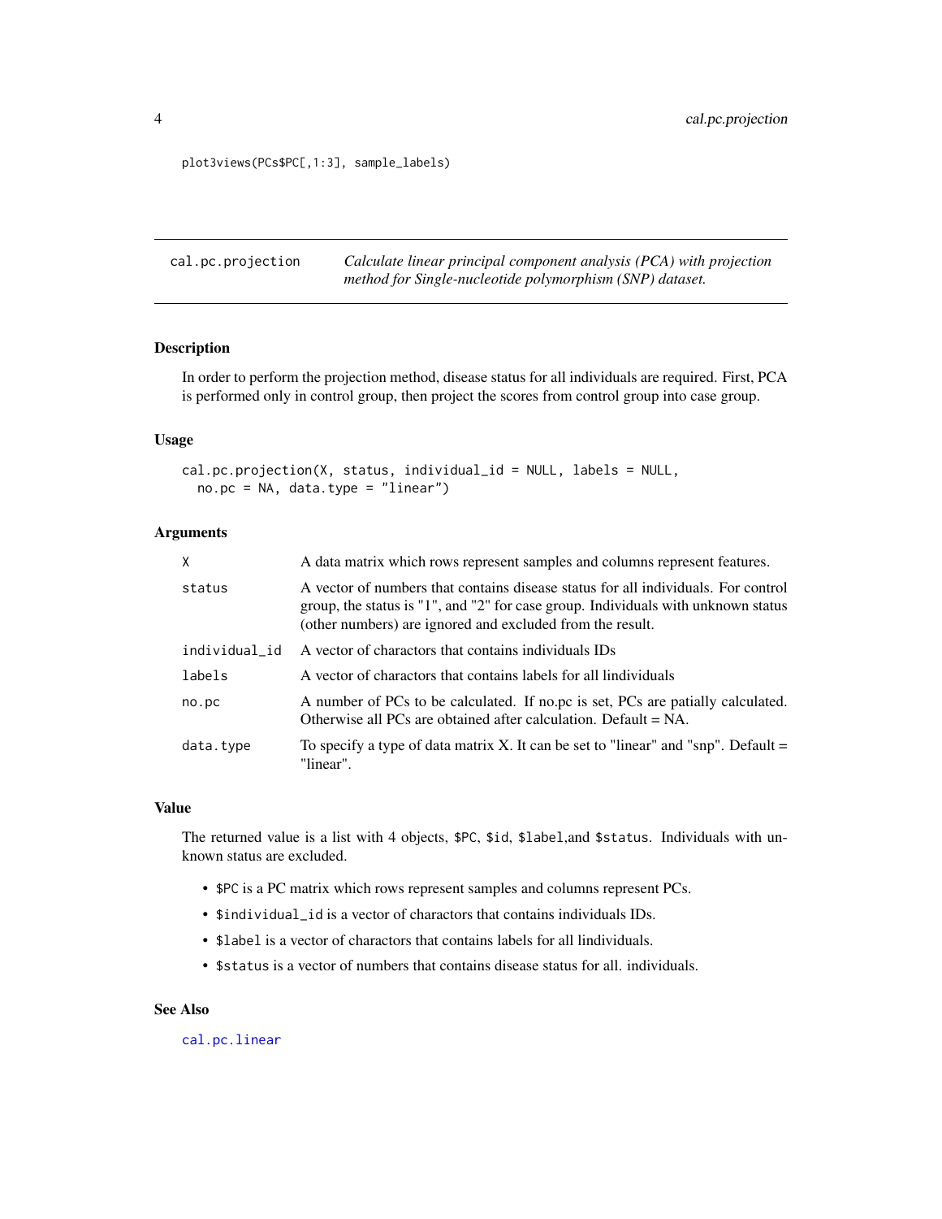```
plot3views(PCs$PC[,1:3], sample_labels)
```

## cal.pc.projection — *Calculate linear principal component analysis (PCA) with projection method for Single-nucleotide polymorphism (SNP) dataset.*

### Description

In order to perform the projection method, disease status for all individuals are required. First, PCA is performed only in control group, then project the scores from control group into case group.

### Usage

```
cal.pc.projection(X, status, individual_id = NULL, labels = NULL,
  no.pc = NA, data.type = "linear")
```

### Arguments

| | |
|---|---|
| `X` | A data matrix which rows represent samples and columns represent features. |
| `status` | A vector of numbers that contains disease status for all individuals. For control group, the status is "1", and "2" for case group. Individuals with unknown status (other numbers) are ignored and excluded from the result. |
| `individual_id` | A vector of charactors that contains individuals IDs |
| `labels` | A vector of charactors that contains labels for all lindividuals |
| `no.pc` | A number of PCs to be calculated. If no.pc is set, PCs are patially calculated. Otherwise all PCs are obtained after calculation. Default = NA. |
| `data.type` | To specify a type of data matrix X. It can be set to "linear" and "snp". Default = "linear". |

### Value

The returned value is a list with 4 objects, `$PC`, `$id`, `$label`,and `$status`. Individuals with unknown status are excluded.

- `$PC` is a PC matrix which rows represent samples and columns represent PCs.
- `$individual_id` is a vector of charactors that contains individuals IDs.
- `$label` is a vector of charactors that contains labels for all lindividuals.
- `$status` is a vector of numbers that contains disease status for all. individuals.

### See Also

`cal.pc.linear`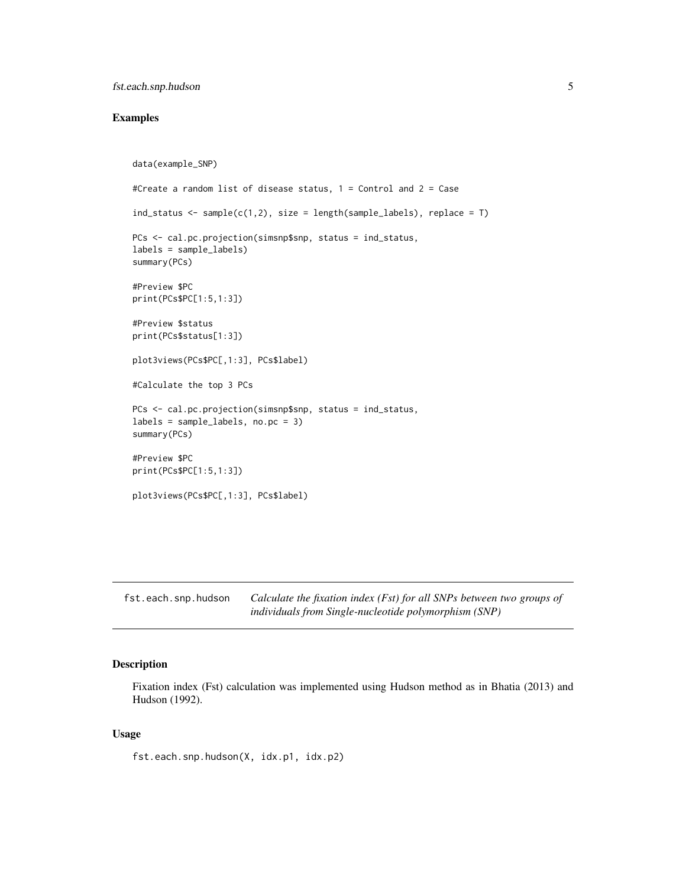### Examples

```
data(example_SNP)

#Create a random list of disease status, 1 = Control and 2 = Case

ind_status <- sample(c(1,2), size = length(sample_labels), replace = T)

PCs <- cal.pc.projection(simsnp$snp, status = ind_status,
labels = sample_labels)
summary(PCs)

#Preview $PC
print(PCs$PC[1:5,1:3])

#Preview $status
print(PCs$status[1:3])

plot3views(PCs$PC[,1:3], PCs$label)

#Calculate the top 3 PCs

PCs <- cal.pc.projection(simsnp$snp, status = ind_status,
labels = sample_labels, no.pc = 3)
summary(PCs)

#Preview $PC
print(PCs$PC[1:5,1:3])

plot3views(PCs$PC[,1:3], PCs$label)
```

---

## fst.each.snp.hudson — *Calculate the fixation index (Fst) for all SNPs between two groups of individuals from Single-nucleotide polymorphism (SNP)*

---

### Description

Fixation index (Fst) calculation was implemented using Hudson method as in Bhatia (2013) and Hudson (1992).

### Usage

```
fst.each.snp.hudson(X, idx.p1, idx.p2)
```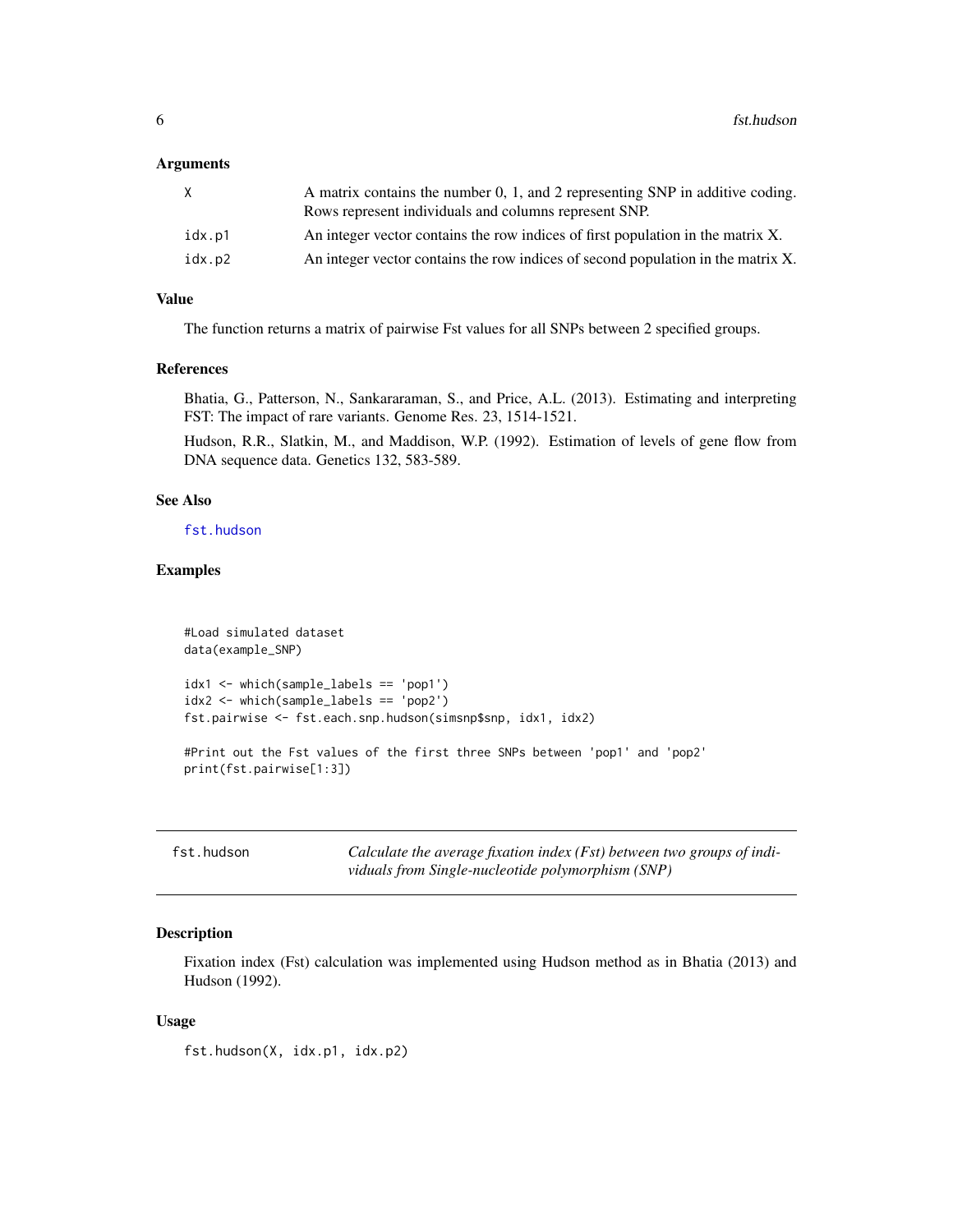### Arguments

| | |
|---|---|
| X | A matrix contains the number 0, 1, and 2 representing SNP in additive coding. Rows represent individuals and columns represent SNP. |
| idx.p1 | An integer vector contains the row indices of first population in the matrix X. |
| idx.p2 | An integer vector contains the row indices of second population in the matrix X. |

### Value

The function returns a matrix of pairwise Fst values for all SNPs between 2 specified groups.

### References

Bhatia, G., Patterson, N., Sankararaman, S., and Price, A.L. (2013). Estimating and interpreting FST: The impact of rare variants. Genome Res. 23, 1514-1521.

Hudson, R.R., Slatkin, M., and Maddison, W.P. (1992). Estimation of levels of gene flow from DNA sequence data. Genetics 132, 583-589.

### See Also

fst.hudson

### Examples

```
#Load simulated dataset
data(example_SNP)

idx1 <- which(sample_labels == 'pop1')
idx2 <- which(sample_labels == 'pop2')
fst.pairwise <- fst.each.snp.hudson(simsnp$snp, idx1, idx2)

#Print out the Fst values of the first three SNPs between 'pop1' and 'pop2'
print(fst.pairwise[1:3])
```

---

## fst.hudson

*Calculate the average fixation index (Fst) between two groups of individuals from Single-nucleotide polymorphism (SNP)*

### Description

Fixation index (Fst) calculation was implemented using Hudson method as in Bhatia (2013) and Hudson (1992).

### Usage

```
fst.hudson(X, idx.p1, idx.p2)
```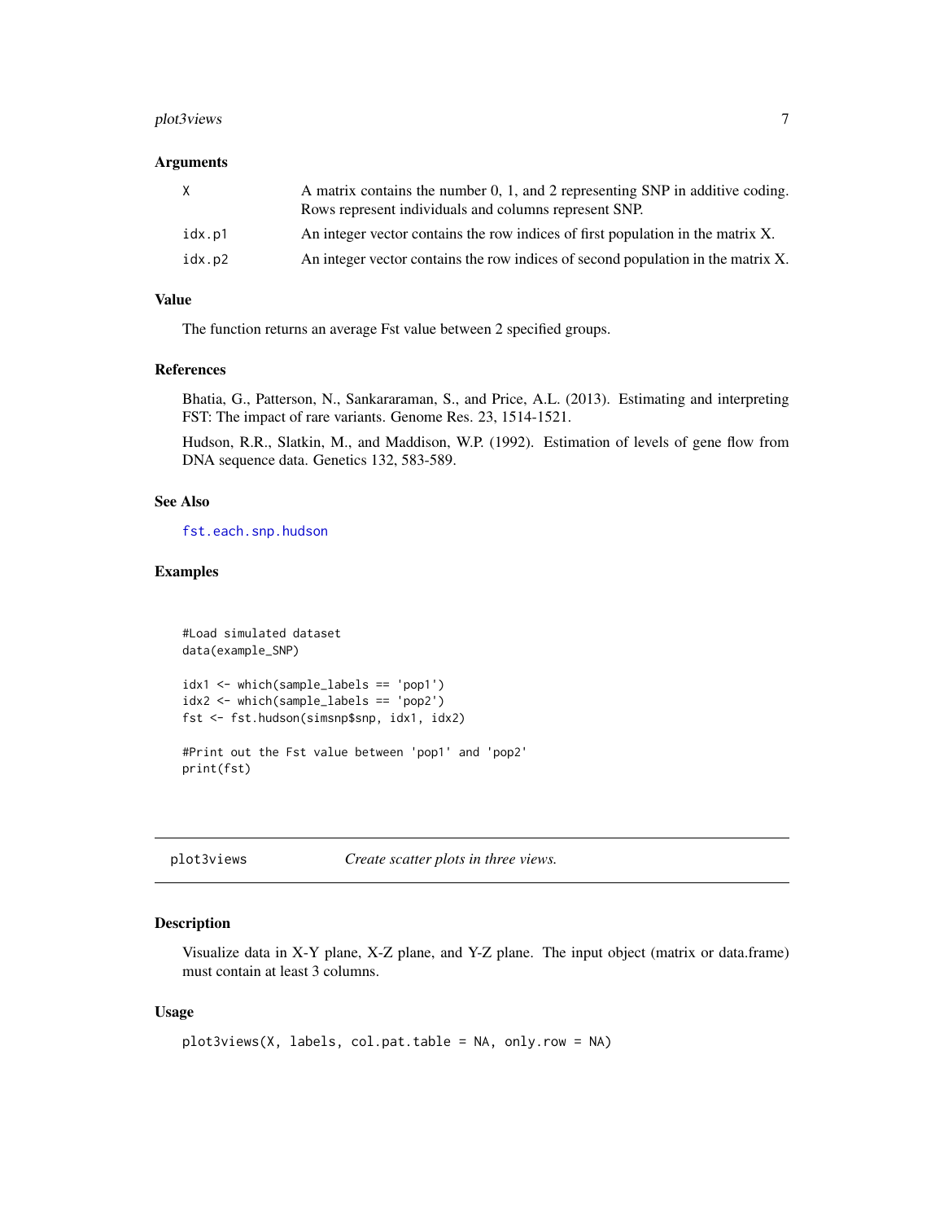### Arguments

| | |
|---|---|
| X | A matrix contains the number 0, 1, and 2 representing SNP in additive coding. Rows represent individuals and columns represent SNP. |
| idx.p1 | An integer vector contains the row indices of first population in the matrix X. |
| idx.p2 | An integer vector contains the row indices of second population in the matrix X. |

### Value

The function returns an average Fst value between 2 specified groups.

### References

Bhatia, G., Patterson, N., Sankararaman, S., and Price, A.L. (2013). Estimating and interpreting FST: The impact of rare variants. Genome Res. 23, 1514-1521.

Hudson, R.R., Slatkin, M., and Maddison, W.P. (1992). Estimation of levels of gene flow from DNA sequence data. Genetics 132, 583-589.

### See Also

fst.each.snp.hudson

### Examples

```
#Load simulated dataset
data(example_SNP)

idx1 <- which(sample_labels == 'pop1')
idx2 <- which(sample_labels == 'pop2')
fst <- fst.hudson(simsnp$snp, idx1, idx2)

#Print out the Fst value between 'pop1' and 'pop2'
print(fst)
```

---

## plot3views — *Create scatter plots in three views.*

### Description

Visualize data in X-Y plane, X-Z plane, and Y-Z plane. The input object (matrix or data.frame) must contain at least 3 columns.

### Usage

```
plot3views(X, labels, col.pat.table = NA, only.row = NA)
```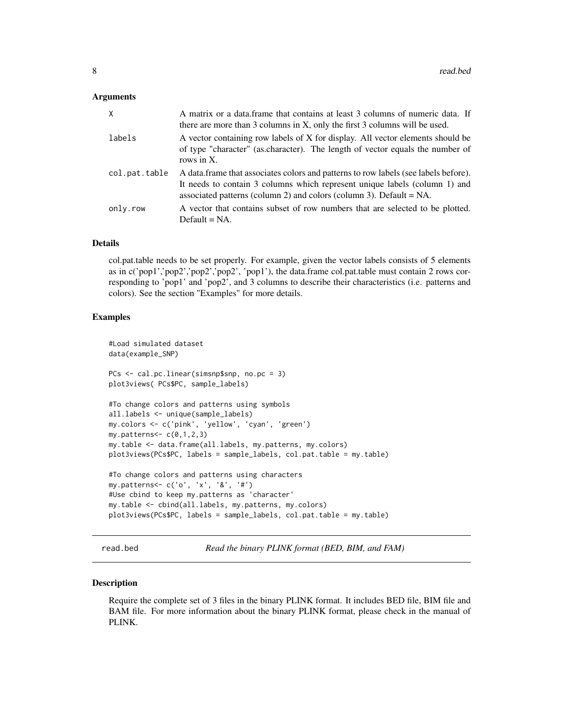### Arguments

| | |
|---|---|
| X | A matrix or a data.frame that contains at least 3 columns of numeric data. If there are more than 3 columns in X, only the first 3 columns will be used. |
| labels | A vector containing row labels of X for display. All vector elements should be of type "character" (as.character). The length of vector equals the number of rows in X. |
| col.pat.table | A data.frame that associates colors and patterns to row labels (see labels before). It needs to contain 3 columns which represent unique labels (column 1) and associated patterns (column 2) and colors (column 3). Default = NA. |
| only.row | A vector that contains subset of row numbers that are selected to be plotted. Default = NA. |

### Details

col.pat.table needs to be set properly. For example, given the vector labels consists of 5 elements as in c('pop1','pop2','pop2','pop2', 'pop1'), the data.frame col.pat.table must contain 2 rows corresponding to 'pop1' and 'pop2', and 3 columns to describe their characteristics (i.e. patterns and colors). See the section "Examples" for more details.

### Examples

```
#Load simulated dataset
data(example_SNP)

PCs <- cal.pc.linear(simsnp$snp, no.pc = 3)
plot3views( PCs$PC, sample_labels)

#To change colors and patterns using symbols
all.labels <- unique(sample_labels)
my.colors <- c('pink', 'yellow', 'cyan', 'green')
my.patterns<- c(0,1,2,3)
my.table <- data.frame(all.labels, my.patterns, my.colors)
plot3views(PCs$PC, labels = sample_labels, col.pat.table = my.table)

#To change colors and patterns using characters
my.patterns<- c('o', 'x', '&', '#')
#Use cbind to keep my.patterns as 'character'
my.table <- cbind(all.labels, my.patterns, my.colors)
plot3views(PCs$PC, labels = sample_labels, col.pat.table = my.table)
```

## read.bed — *Read the binary PLINK format (BED, BIM, and FAM)*

### Description

Require the complete set of 3 files in the binary PLINK format. It includes BED file, BIM file and BAM file. For more information about the binary PLINK format, please check in the manual of PLINK.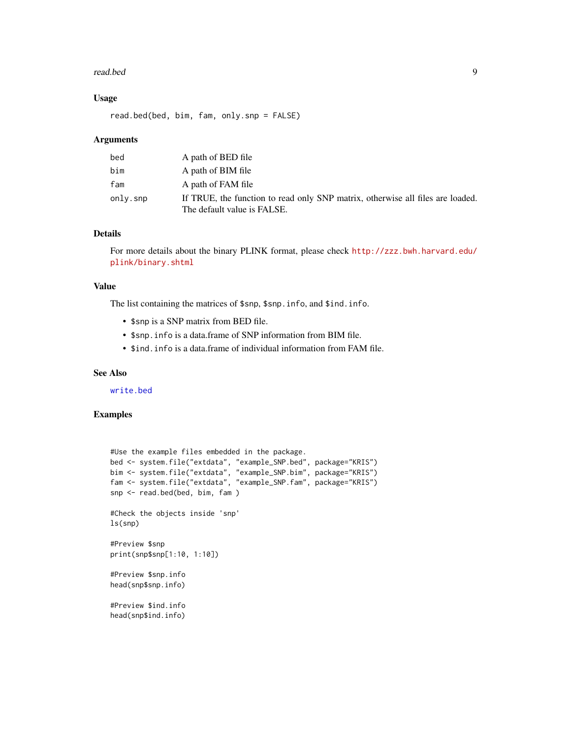### Usage

```
read.bed(bed, bim, fam, only.snp = FALSE)
```

### Arguments

| | |
|---|---|
| bed | A path of BED file |
| bim | A path of BIM file |
| fam | A path of FAM file |
| only.snp | If TRUE, the function to read only SNP matrix, otherwise all files are loaded. The default value is FALSE. |

### Details

For more details about the binary PLINK format, please check http://zzz.bwh.harvard.edu/plink/binary.shtml

### Value

The list containing the matrices of $snp, $snp.info, and $ind.info.

- $snp is a SNP matrix from BED file.
- $snp.info is a data.frame of SNP information from BIM file.
- $ind.info is a data.frame of individual information from FAM file.

### See Also

write.bed

### Examples

```
#Use the example files embedded in the package.
bed <- system.file("extdata", "example_SNP.bed", package="KRIS")
bim <- system.file("extdata", "example_SNP.bim", package="KRIS")
fam <- system.file("extdata", "example_SNP.fam", package="KRIS")
snp <- read.bed(bed, bim, fam )

#Check the objects inside 'snp'
ls(snp)

#Preview $snp
print(snp$snp[1:10, 1:10])

#Preview $snp.info
head(snp$snp.info)

#Preview $ind.info
head(snp$ind.info)
```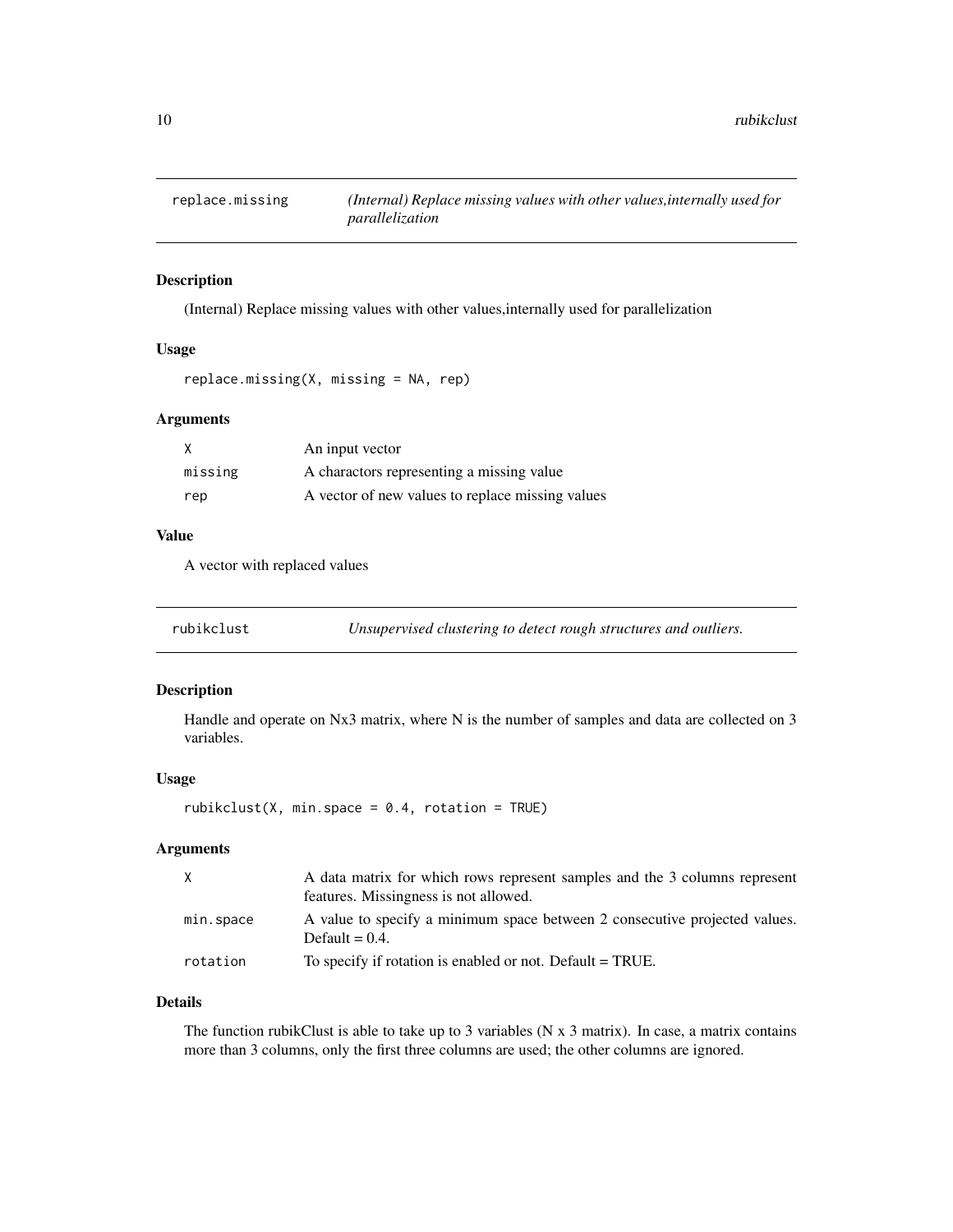## replace.missing — *(Internal) Replace missing values with other values,internally used for parallelization*

### Description

(Internal) Replace missing values with other values,internally used for parallelization

### Usage

```
replace.missing(X, missing = NA, rep)
```

### Arguments

| | |
|---|---|
| `X` | An input vector |
| `missing` | A charactors representing a missing value |
| `rep` | A vector of new values to replace missing values |

### Value

A vector with replaced values

## rubikclust — *Unsupervised clustering to detect rough structures and outliers.*

### Description

Handle and operate on Nx3 matrix, where N is the number of samples and data are collected on 3 variables.

### Usage

```
rubikclust(X, min.space = 0.4, rotation = TRUE)
```

### Arguments

| | |
|---|---|
| `X` | A data matrix for which rows represent samples and the 3 columns represent features. Missingness is not allowed. |
| `min.space` | A value to specify a minimum space between 2 consecutive projected values. Default = 0.4. |
| `rotation` | To specify if rotation is enabled or not. Default = TRUE. |

### Details

The function rubikClust is able to take up to 3 variables (N x 3 matrix). In case, a matrix contains more than 3 columns, only the first three columns are used; the other columns are ignored.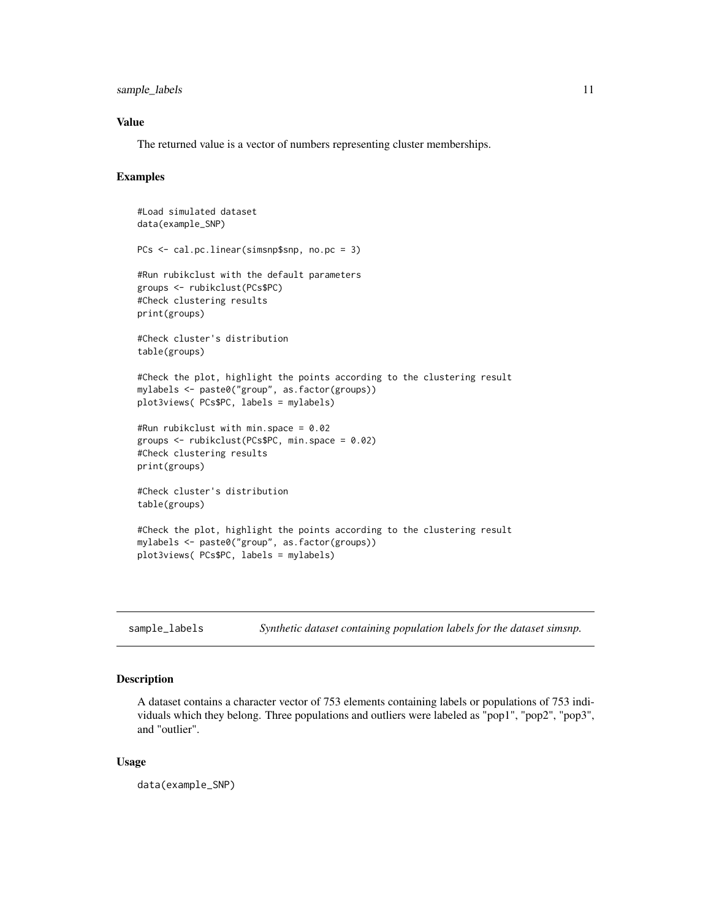### Value

The returned value is a vector of numbers representing cluster memberships.

### Examples

```
#Load simulated dataset
data(example_SNP)

PCs <- cal.pc.linear(simsnp$snp, no.pc = 3)

#Run rubikclust with the default parameters
groups <- rubikclust(PCs$PC)
#Check clustering results
print(groups)

#Check cluster's distribution
table(groups)

#Check the plot, highlight the points according to the clustering result
mylabels <- paste0("group", as.factor(groups))
plot3views( PCs$PC, labels = mylabels)

#Run rubikclust with min.space = 0.02
groups <- rubikclust(PCs$PC, min.space = 0.02)
#Check clustering results
print(groups)

#Check cluster's distribution
table(groups)

#Check the plot, highlight the points according to the clustering result
mylabels <- paste0("group", as.factor(groups))
plot3views( PCs$PC, labels = mylabels)
```

---

## sample_labels    *Synthetic dataset containing population labels for the dataset simsnp.*

### Description

A dataset contains a character vector of 753 elements containing labels or populations of 753 individuals which they belong. Three populations and outliers were labeled as "pop1", "pop2", "pop3", and "outlier".

### Usage

```
data(example_SNP)
```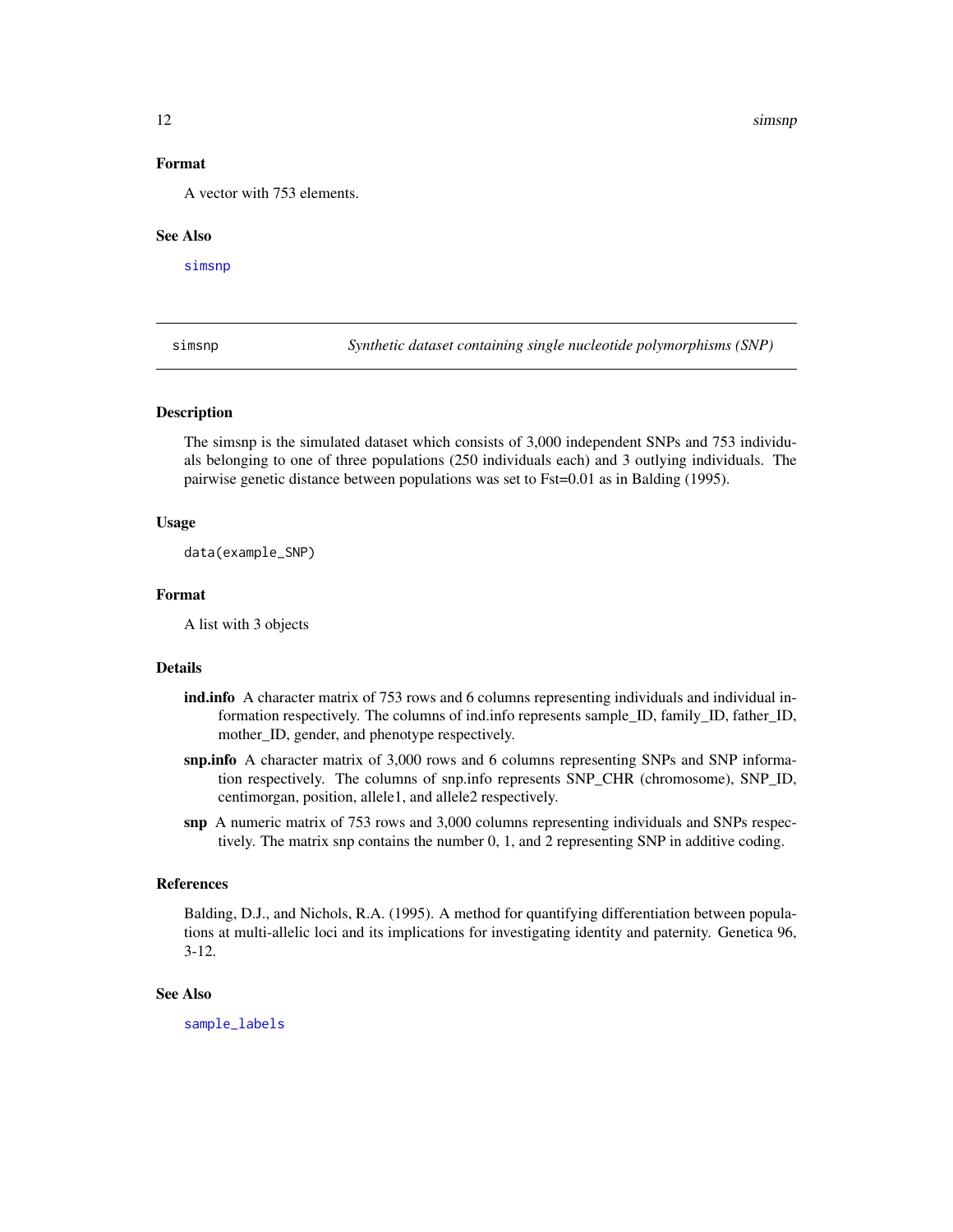## Format

A vector with 753 elements.

## See Also

simsnp

---

simsnp *Synthetic dataset containing single nucleotide polymorphisms (SNP)*

---

## Description

The simsnp is the simulated dataset which consists of 3,000 independent SNPs and 753 individuals belonging to one of three populations (250 individuals each) and 3 outlying individuals. The pairwise genetic distance between populations was set to Fst=0.01 as in Balding (1995).

## Usage

```
data(example_SNP)
```

## Format

A list with 3 objects

## Details

- **ind.info** A character matrix of 753 rows and 6 columns representing individuals and individual information respectively. The columns of ind.info represents sample_ID, family_ID, father_ID, mother_ID, gender, and phenotype respectively.
- **snp.info** A character matrix of 3,000 rows and 6 columns representing SNPs and SNP information respectively. The columns of snp.info represents SNP_CHR (chromosome), SNP_ID, centimorgan, position, allele1, and allele2 respectively.
- **snp** A numeric matrix of 753 rows and 3,000 columns representing individuals and SNPs respectively. The matrix snp contains the number 0, 1, and 2 representing SNP in additive coding.

## References

Balding, D.J., and Nichols, R.A. (1995). A method for quantifying differentiation between populations at multi-allelic loci and its implications for investigating identity and paternity. Genetica 96, 3-12.

## See Also

sample_labels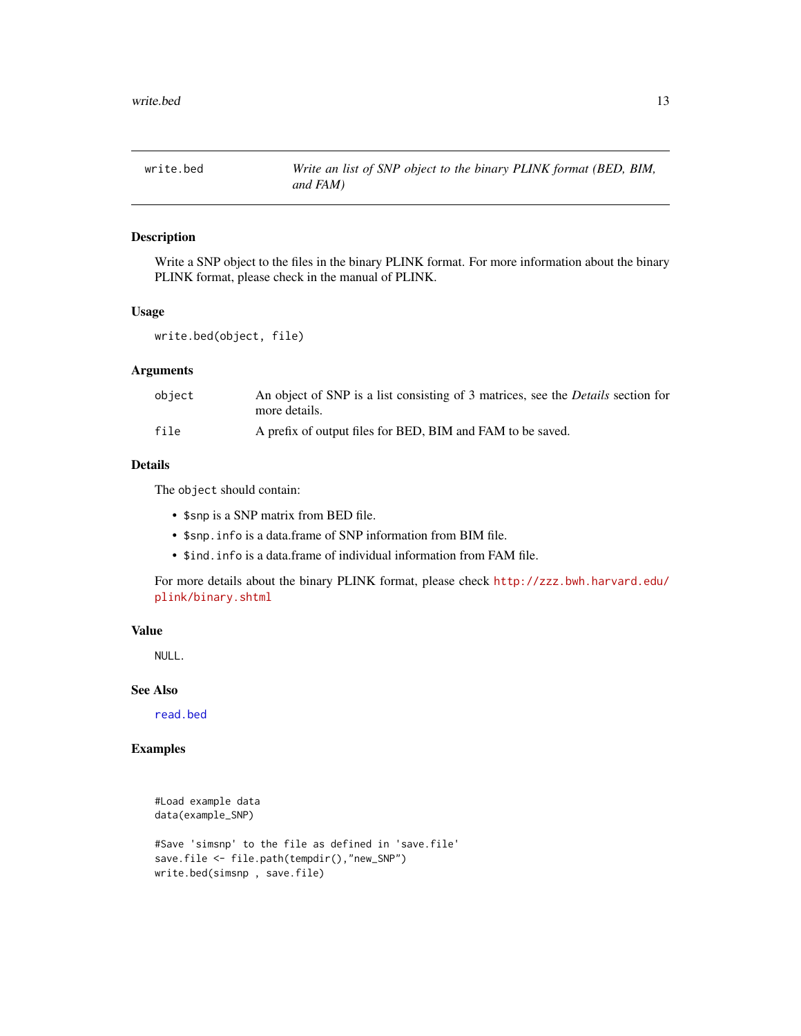# write.bed

*Write an list of SNP object to the binary PLINK format (BED, BIM, and FAM)*

## Description

Write a SNP object to the files in the binary PLINK format. For more information about the binary PLINK format, please check in the manual of PLINK.

## Usage

```
write.bed(object, file)
```

## Arguments

| | |
|---|---|
| object | An object of SNP is a list consisting of 3 matrices, see the *Details* section for more details. |
| file | A prefix of output files for BED, BIM and FAM to be saved. |

## Details

The `object` should contain:

- `$snp` is a SNP matrix from BED file.
- `$snp.info` is a data.frame of SNP information from BIM file.
- `$ind.info` is a data.frame of individual information from FAM file.

For more details about the binary PLINK format, please check http://zzz.bwh.harvard.edu/plink/binary.shtml

## Value

NULL.

## See Also

read.bed

## Examples

```
#Load example data
data(example_SNP)

#Save 'simsnp' to the file as defined in 'save.file'
save.file <- file.path(tempdir(),"new_SNP")
write.bed(simsnp , save.file)
```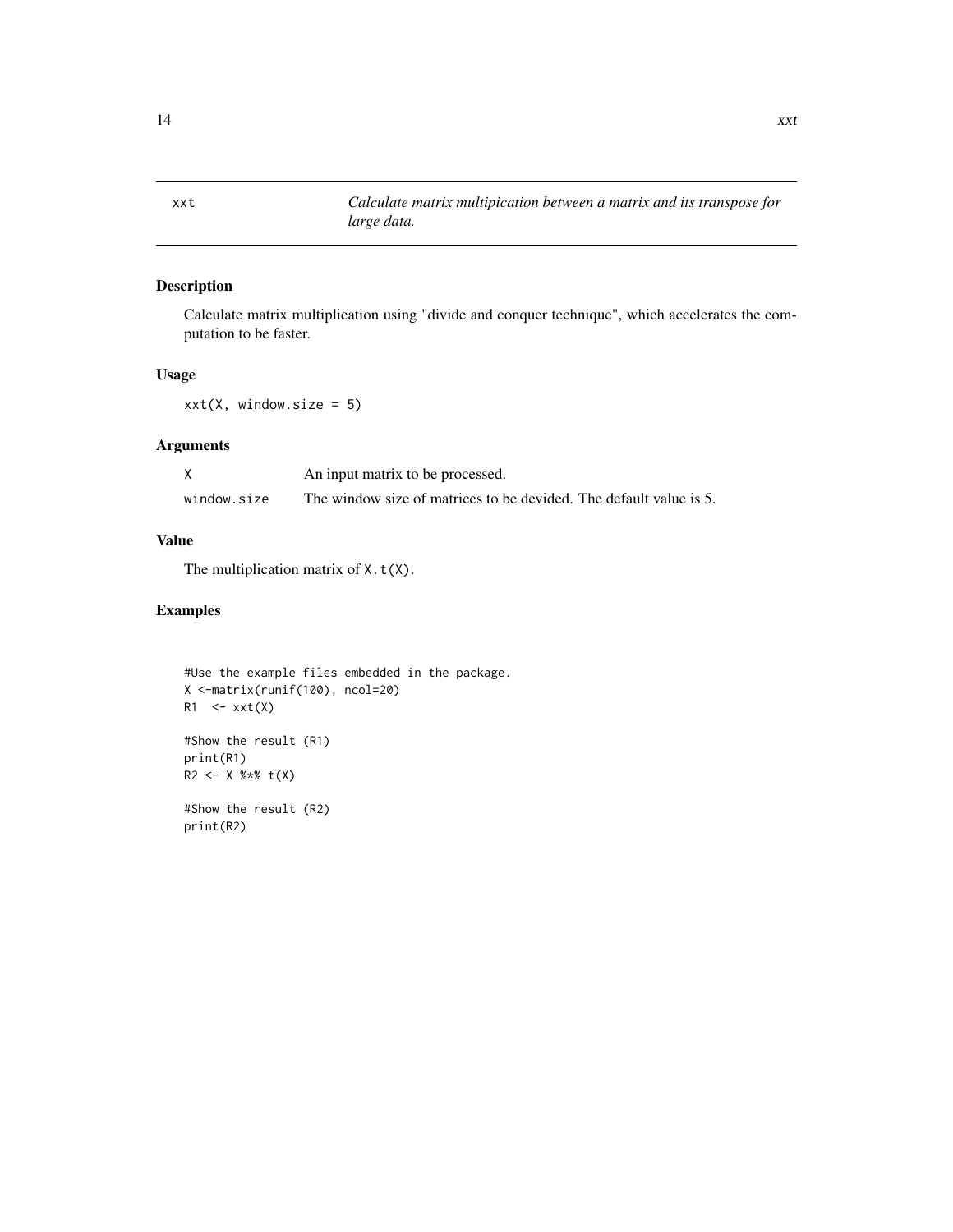## xxt — *Calculate matrix multipication between a matrix and its transpose for large data.*

### Description

Calculate matrix multiplication using "divide and conquer technique", which accelerates the computation to be faster.

### Usage

```
xxt(X, window.size = 5)
```

### Arguments

| | |
|---|---|
| X | An input matrix to be processed. |
| window.size | The window size of matrices to be devided. The default value is 5. |

### Value

The multiplication matrix of `X.t(X)`.

### Examples

```
#Use the example files embedded in the package.
X <-matrix(runif(100), ncol=20)
R1  <- xxt(X)

#Show the result (R1)
print(R1)
R2 <- X %*% t(X)

#Show the result (R2)
print(R2)
```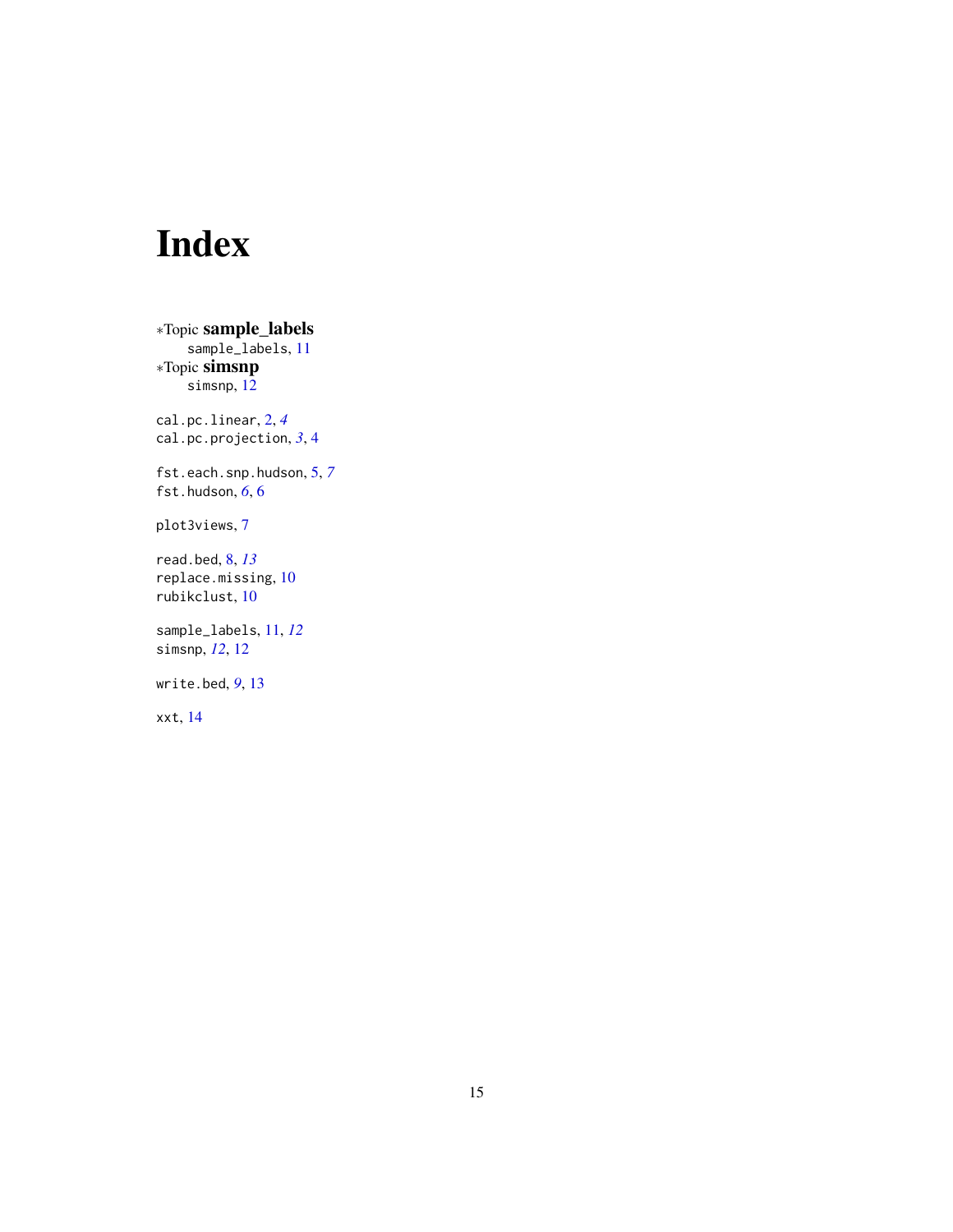# Index

∗Topic **sample_labels**
  `sample_labels`, 11
∗Topic **simsnp**
  `simsnp`, 12

`cal.pc.linear`, 2, *4*
`cal.pc.projection`, *3*, 4

`fst.each.snp.hudson`, 5, *7*
`fst.hudson`, *6*, 6

`plot3views`, 7

`read.bed`, 8, *13*
`replace.missing`, 10
`rubikclust`, 10

`sample_labels`, 11, *12*
`simsnp`, *12*, 12

`write.bed`, *9*, 13

`xxt`, 14